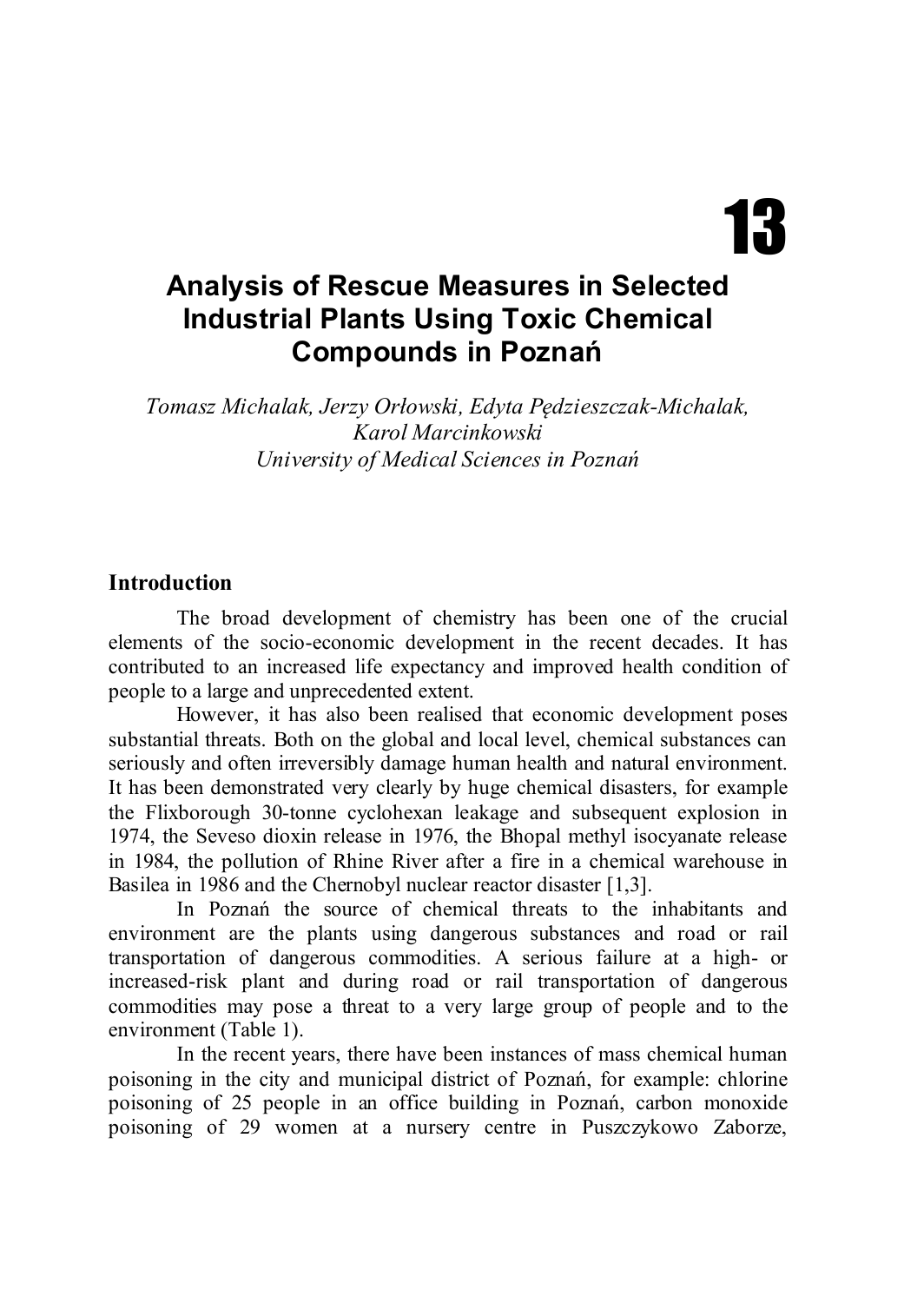# 13

# Analysis of Rescue Measures in Selected Industrial Plants Using Toxic Chemical Compounds in Poznań

*Tomasz Michalak, Jerzy Orłowski, Edyta Pędzieszczak-Michalak, Karol Marcinkowski*
*University of Medical Sciences in Poznań*

## Introduction

The broad development of chemistry has been one of the crucial elements of the socio-economic development in the recent decades. It has contributed to an increased life expectancy and improved health condition of people to a large and unprecedented extent.

However, it has also been realised that economic development poses substantial threats. Both on the global and local level, chemical substances can seriously and often irreversibly damage human health and natural environment. It has been demonstrated very clearly by huge chemical disasters, for example the Flixborough 30-tonne cyclohexan leakage and subsequent explosion in 1974, the Seveso dioxin release in 1976, the Bhopal methyl isocyanate release in 1984, the pollution of Rhine River after a fire in a chemical warehouse in Basilea in 1986 and the Chernobyl nuclear reactor disaster [1,3].

In Poznań the source of chemical threats to the inhabitants and environment are the plants using dangerous substances and road or rail transportation of dangerous commodities. A serious failure at a high- or increased-risk plant and during road or rail transportation of dangerous commodities may pose a threat to a very large group of people and to the environment (Table 1).

In the recent years, there have been instances of mass chemical human poisoning in the city and municipal district of Poznań, for example: chlorine poisoning of 25 people in an office building in Poznań, carbon monoxide poisoning of 29 women at a nursery centre in Puszczykowo Zaborze,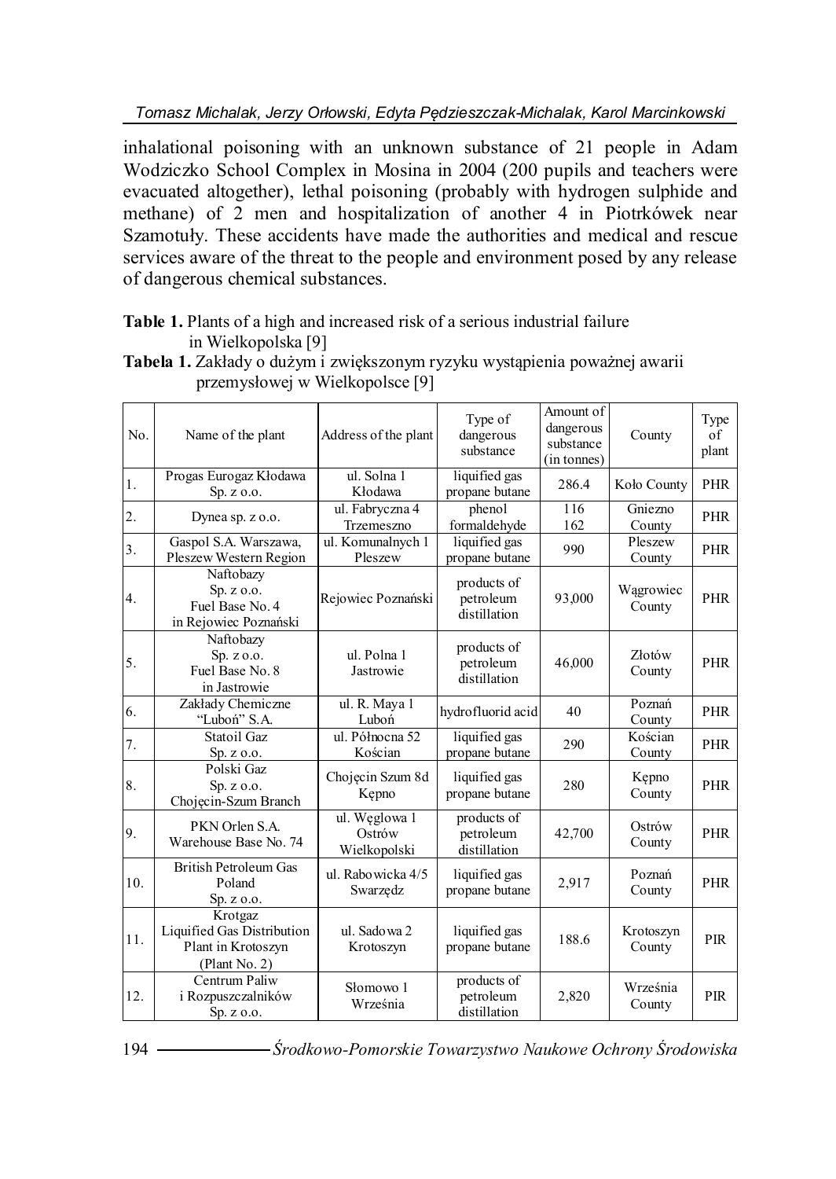inhalational poisoning with an unknown substance of 21 people in Adam Wodziczko School Complex in Mosina in 2004 (200 pupils and teachers were evacuated altogether), lethal poisoning (probably with hydrogen sulphide and methane) of 2 men and hospitalization of another 4 in Piotrkówek near Szamotuły. These accidents have made the authorities and medical and rescue services aware of the threat to the people and environment posed by any release of dangerous chemical substances.

**Table 1.** Plants of a high and increased risk of a serious industrial failure in Wielkopolska [9]

**Tabela 1.** Zakłady o dużym i zwiększonym ryzyku wystąpienia poważnej awarii przemysłowej w Wielkopolsce [9]

| No. | Name of the plant | Address of the plant | Type of dangerous substance | Amount of dangerous substance (in tonnes) | County | Type of plant |
|---|---|---|---|---|---|---|
| 1. | Progas Eurogaz Kłodawa Sp. z o.o. | ul. Solna 1 Kłodawa | liquified gas propane butane | 286.4 | Koło County | PHR |
| 2. | Dynea sp. z o.o. | ul. Fabryczna 4 Trzemeszno | phenol formaldehyde | 116 162 | Gniezno County | PHR |
| 3. | Gaspol S.A. Warszawa, Pleszew Western Region | ul. Komunalnych 1 Pleszew | liquified gas propane butane | 990 | Pleszew County | PHR |
| 4. | Naftobazy Sp. z o.o. Fuel Base No. 4 in Rejowiec Poznański | Rejowiec Poznański | products of petroleum distillation | 93,000 | Wągrowiec County | PHR |
| 5. | Naftobazy Sp. z o.o. Fuel Base No. 8 in Jastrowie | ul. Polna 1 Jastrowie | products of petroleum distillation | 46,000 | Złotów County | PHR |
| 6. | Zakłady Chemiczne "Luboń" S.A. | ul. R. Maya 1 Luboń | hydrofluorid acid | 40 | Poznań County | PHR |
| 7. | Statoil Gaz Sp. z o.o. | ul. Północna 52 Kościan | liquified gas propane butane | 290 | Kościan County | PHR |
| 8. | Polski Gaz Sp. z o.o. Chojęcin-Szum Branch | Chojęcin Szum 8d Kępno | liquified gas propane butane | 280 | Kępno County | PHR |
| 9. | PKN Orlen S.A. Warehouse Base No. 74 | ul. Węglowa 1 Ostrów Wielkopolski | products of petroleum distillation | 42,700 | Ostrów County | PHR |
| 10. | British Petroleum Gas Poland Sp. z o.o. | ul. Rabowicka 4/5 Swarzędz | liquified gas propane butane | 2,917 | Poznań County | PHR |
| 11. | Krotgaz Liquified Gas Distribution Plant in Krotoszyn (Plant No. 2) | ul. Sadowa 2 Krotoszyn | liquified gas propane butane | 188.6 | Krotoszyn County | PIR |
| 12. | Centrum Paliw i Rozpuszczalników Sp. z o.o. | Słomowo 1 Września | products of petroleum distillation | 2,820 | Września County | PIR |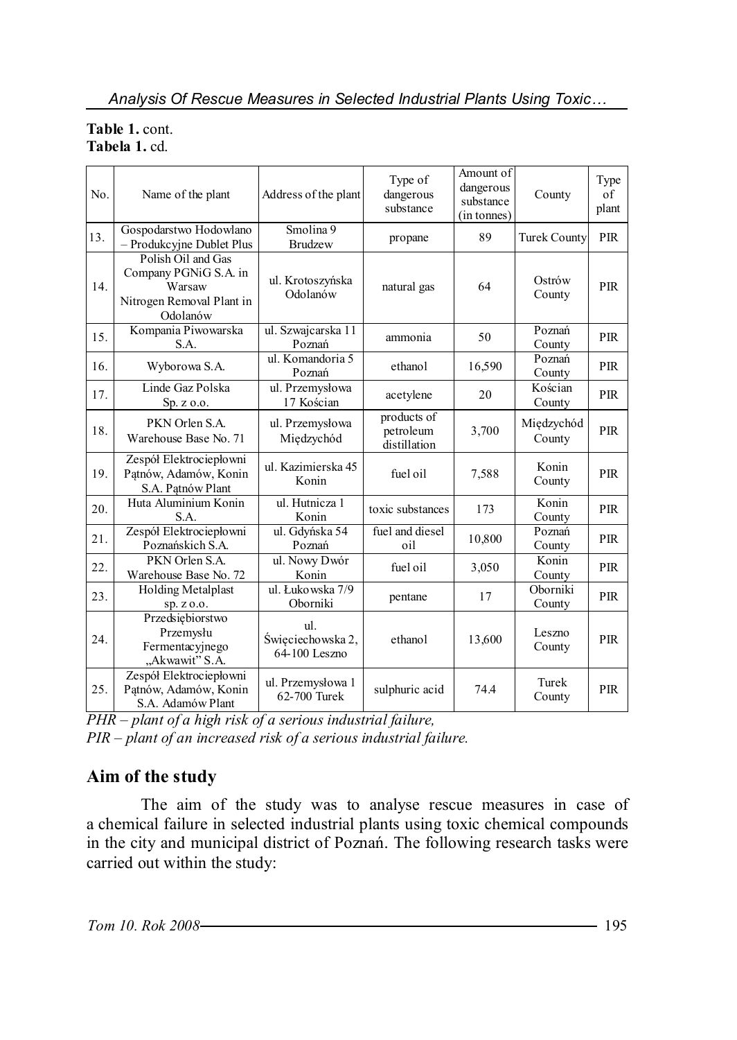**Table 1.** cont.
**Tabela 1.** cd.

| No. | Name of the plant | Address of the plant | Type of dangerous substance | Amount of dangerous substance (in tonnes) | County | Type of plant |
|---|---|---|---|---|---|---|
| 13. | Gospodarstwo Hodowlano – Produkcyjne Dublet Plus | Smolina 9 Brudzew | propane | 89 | Turek County | PIR |
| 14. | Polish Oil and Gas Company PGNiG S.A. in Warsaw Nitrogen Removal Plant in Odolanów | ul. Krotoszyńska Odolanów | natural gas | 64 | Ostrów County | PIR |
| 15. | Kompania Piwowarska S.A. | ul. Szwajcarska 11 Poznań | ammonia | 50 | Poznań County | PIR |
| 16. | Wyborowa S.A. | ul. Komandoria 5 Poznań | ethanol | 16,590 | Poznań County | PIR |
| 17. | Linde Gaz Polska Sp. z o.o. | ul. Przemysłowa 17 Kościan | acetylene | 20 | Kościan County | PIR |
| 18. | PKN Orlen S.A. Warehouse Base No. 71 | ul. Przemysłowa Międzychód | products of petroleum distillation | 3,700 | Międzychód County | PIR |
| 19. | Zespół Elektrociepłowni Pątnów, Adamów, Konin S.A. Pątnów Plant | ul. Kazimierska 45 Konin | fuel oil | 7,588 | Konin County | PIR |
| 20. | Huta Aluminium Konin S.A. | ul. Hutnicza 1 Konin | toxic substances | 173 | Konin County | PIR |
| 21. | Zespół Elektrociepłowni Poznańskich S.A. | ul. Gdyńska 54 Poznań | fuel and diesel oil | 10,800 | Poznań County | PIR |
| 22. | PKN Orlen S.A. Warehouse Base No. 72 | ul. Nowy Dwór Konin | fuel oil | 3,050 | Konin County | PIR |
| 23. | Holding Metalplast sp. z o.o. | ul. Łukowska 7/9 Oborniki | pentane | 17 | Oborniki County | PIR |
| 24. | Przedsiębiorstwo Przemysłu Fermentacyjnego „Akwawit” S.A. | ul. Święciechowska 2, 64-100 Leszno | ethanol | 13,600 | Leszno County | PIR |
| 25. | Zespół Elektrociepłowni Pątnów, Adamów, Konin S.A. Adamów Plant | ul. Przemysłowa 1 62-700 Turek | sulphuric acid | 74.4 | Turek County | PIR |

*PHR – plant of a high risk of a serious industrial failure,*
*PIR – plant of an increased risk of a serious industrial failure.*

## Aim of the study

The aim of the study was to analyse rescue measures in case of a chemical failure in selected industrial plants using toxic chemical compounds in the city and municipal district of Poznań. The following research tasks were carried out within the study: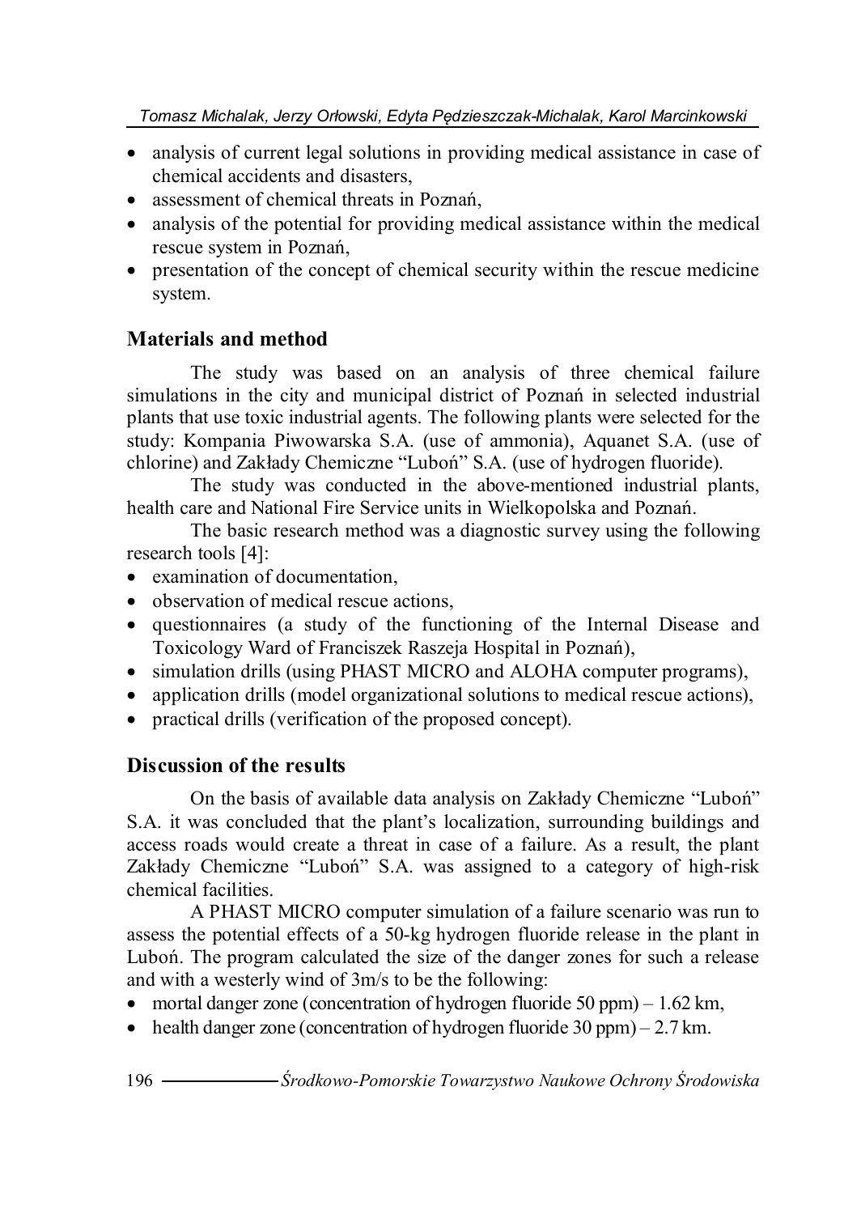- analysis of current legal solutions in providing medical assistance in case of chemical accidents and disasters,
- assessment of chemical threats in Poznań,
- analysis of the potential for providing medical assistance within the medical rescue system in Poznań,
- presentation of the concept of chemical security within the rescue medicine system.

## Materials and method

The study was based on an analysis of three chemical failure simulations in the city and municipal district of Poznań in selected industrial plants that use toxic industrial agents. The following plants were selected for the study: Kompania Piwowarska S.A. (use of ammonia), Aquanet S.A. (use of chlorine) and Zakłady Chemiczne "Luboń" S.A. (use of hydrogen fluoride).

The study was conducted in the above-mentioned industrial plants, health care and National Fire Service units in Wielkopolska and Poznań.

The basic research method was a diagnostic survey using the following research tools [4]:

- examination of documentation,
- observation of medical rescue actions,
- questionnaires (a study of the functioning of the Internal Disease and Toxicology Ward of Franciszek Raszeja Hospital in Poznań),
- simulation drills (using PHAST MICRO and ALOHA computer programs),
- application drills (model organizational solutions to medical rescue actions),
- practical drills (verification of the proposed concept).

## Discussion of the results

On the basis of available data analysis on Zakłady Chemiczne "Luboń" S.A. it was concluded that the plant's localization, surrounding buildings and access roads would create a threat in case of a failure. As a result, the plant Zakłady Chemiczne "Luboń" S.A. was assigned to a category of high-risk chemical facilities.

A PHAST MICRO computer simulation of a failure scenario was run to assess the potential effects of a 50-kg hydrogen fluoride release in the plant in Luboń. The program calculated the size of the danger zones for such a release and with a westerly wind of 3m/s to be the following:

- mortal danger zone (concentration of hydrogen fluoride 50 ppm) – 1.62 km,
- health danger zone (concentration of hydrogen fluoride 30 ppm) – 2.7 km.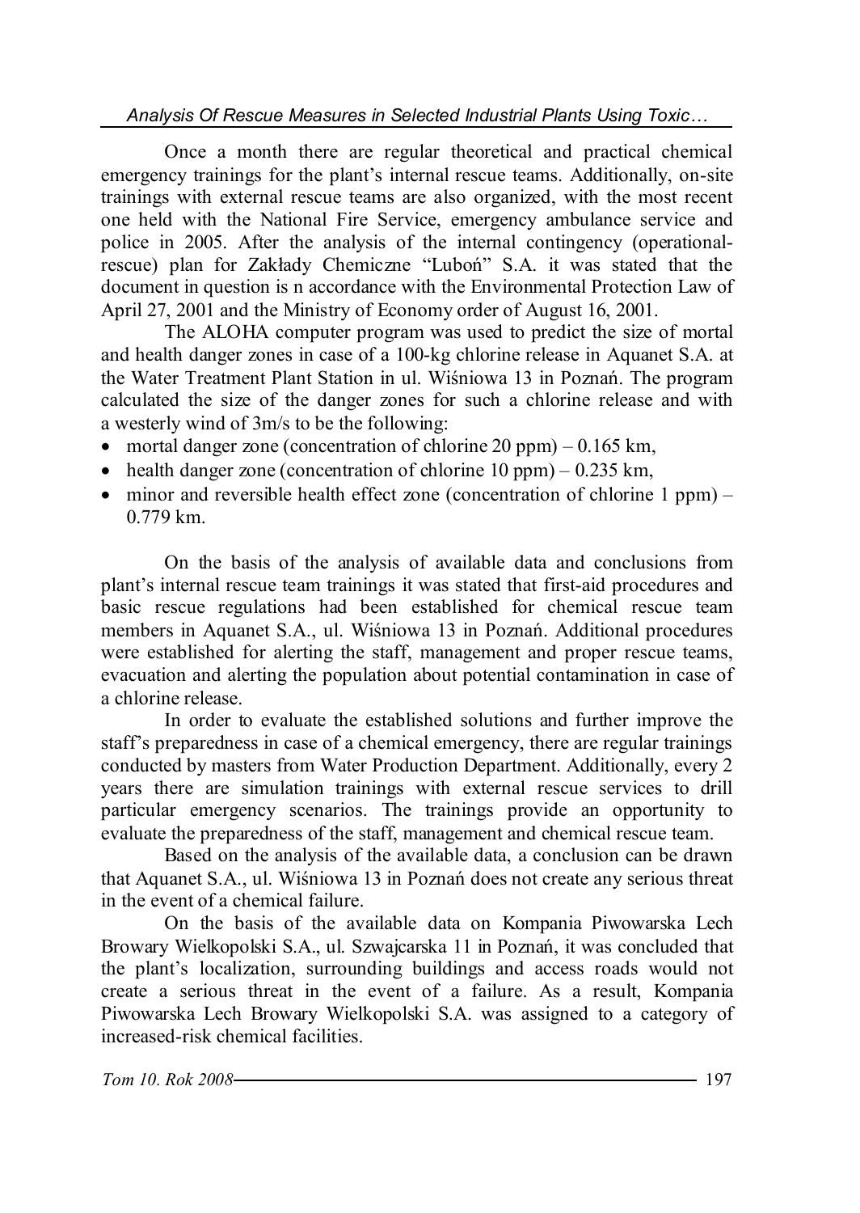Once a month there are regular theoretical and practical chemical emergency trainings for the plant's internal rescue teams. Additionally, on-site trainings with external rescue teams are also organized, with the most recent one held with the National Fire Service, emergency ambulance service and police in 2005. After the analysis of the internal contingency (operational-rescue) plan for Zakłady Chemiczne "Luboń" S.A. it was stated that the document in question is n accordance with the Environmental Protection Law of April 27, 2001 and the Ministry of Economy order of August 16, 2001.

The ALOHA computer program was used to predict the size of mortal and health danger zones in case of a 100-kg chlorine release in Aquanet S.A. at the Water Treatment Plant Station in ul. Wiśniowa 13 in Poznań. The program calculated the size of the danger zones for such a chlorine release and with a westerly wind of 3m/s to be the following:

- mortal danger zone (concentration of chlorine 20 ppm) – 0.165 km,
- health danger zone (concentration of chlorine 10 ppm) – 0.235 km,
- minor and reversible health effect zone (concentration of chlorine 1 ppm) – 0.779 km.

On the basis of the analysis of available data and conclusions from plant's internal rescue team trainings it was stated that first-aid procedures and basic rescue regulations had been established for chemical rescue team members in Aquanet S.A., ul. Wiśniowa 13 in Poznań. Additional procedures were established for alerting the staff, management and proper rescue teams, evacuation and alerting the population about potential contamination in case of a chlorine release.

In order to evaluate the established solutions and further improve the staff's preparedness in case of a chemical emergency, there are regular trainings conducted by masters from Water Production Department. Additionally, every 2 years there are simulation trainings with external rescue services to drill particular emergency scenarios. The trainings provide an opportunity to evaluate the preparedness of the staff, management and chemical rescue team.

Based on the analysis of the available data, a conclusion can be drawn that Aquanet S.A., ul. Wiśniowa 13 in Poznań does not create any serious threat in the event of a chemical failure.

On the basis of the available data on Kompania Piwowarska Lech Browary Wielkopolski S.A., ul. Szwajcarska 11 in Poznań, it was concluded that the plant's localization, surrounding buildings and access roads would not create a serious threat in the event of a failure. As a result, Kompania Piwowarska Lech Browary Wielkopolski S.A. was assigned to a category of increased-risk chemical facilities.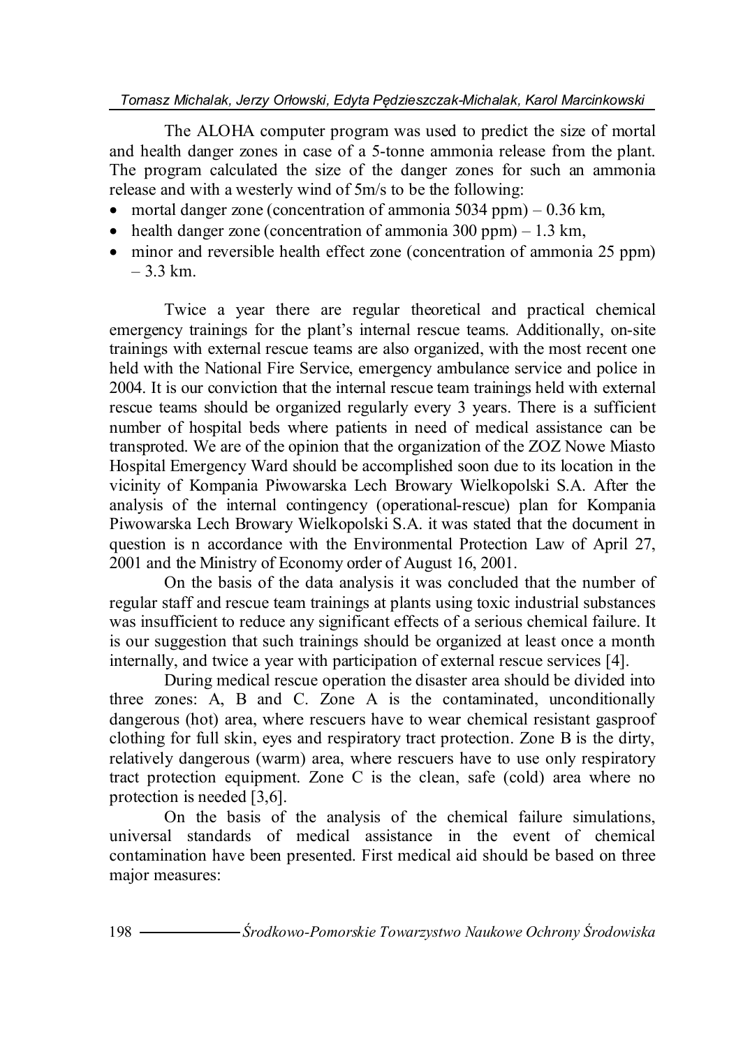The ALOHA computer program was used to predict the size of mortal and health danger zones in case of a 5-tonne ammonia release from the plant. The program calculated the size of the danger zones for such an ammonia release and with a westerly wind of 5m/s to be the following:

- mortal danger zone (concentration of ammonia 5034 ppm) – 0.36 km,
- health danger zone (concentration of ammonia 300 ppm) – 1.3 km,
- minor and reversible health effect zone (concentration of ammonia 25 ppm) – 3.3 km.

Twice a year there are regular theoretical and practical chemical emergency trainings for the plant's internal rescue teams. Additionally, on-site trainings with external rescue teams are also organized, with the most recent one held with the National Fire Service, emergency ambulance service and police in 2004. It is our conviction that the internal rescue team trainings held with external rescue teams should be organized regularly every 3 years. There is a sufficient number of hospital beds where patients in need of medical assistance can be transproted. We are of the opinion that the organization of the ZOZ Nowe Miasto Hospital Emergency Ward should be accomplished soon due to its location in the vicinity of Kompania Piwowarska Lech Browary Wielkopolski S.A. After the analysis of the internal contingency (operational-rescue) plan for Kompania Piwowarska Lech Browary Wielkopolski S.A. it was stated that the document in question is n accordance with the Environmental Protection Law of April 27, 2001 and the Ministry of Economy order of August 16, 2001.

On the basis of the data analysis it was concluded that the number of regular staff and rescue team trainings at plants using toxic industrial substances was insufficient to reduce any significant effects of a serious chemical failure. It is our suggestion that such trainings should be organized at least once a month internally, and twice a year with participation of external rescue services [4].

During medical rescue operation the disaster area should be divided into three zones: A, B and C. Zone A is the contaminated, unconditionally dangerous (hot) area, where rescuers have to wear chemical resistant gasproof clothing for full skin, eyes and respiratory tract protection. Zone B is the dirty, relatively dangerous (warm) area, where rescuers have to use only respiratory tract protection equipment. Zone C is the clean, safe (cold) area where no protection is needed [3,6].

On the basis of the analysis of the chemical failure simulations, universal standards of medical assistance in the event of chemical contamination have been presented. First medical aid should be based on three major measures: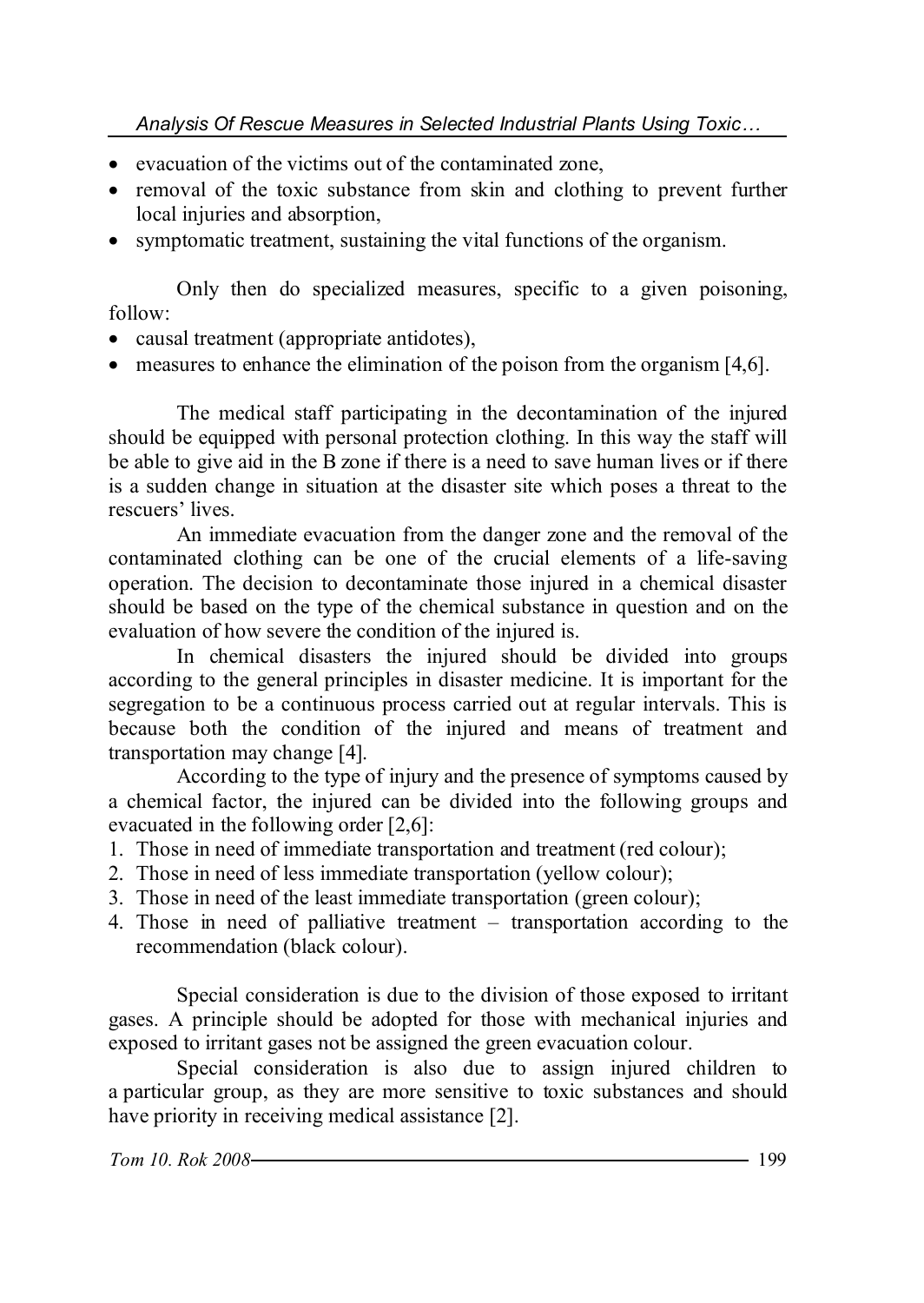- evacuation of the victims out of the contaminated zone,
- removal of the toxic substance from skin and clothing to prevent further local injuries and absorption,
- symptomatic treatment, sustaining the vital functions of the organism.

Only then do specialized measures, specific to a given poisoning, follow:

- causal treatment (appropriate antidotes),
- measures to enhance the elimination of the poison from the organism [4,6].

The medical staff participating in the decontamination of the injured should be equipped with personal protection clothing. In this way the staff will be able to give aid in the B zone if there is a need to save human lives or if there is a sudden change in situation at the disaster site which poses a threat to the rescuers' lives.

An immediate evacuation from the danger zone and the removal of the contaminated clothing can be one of the crucial elements of a life-saving operation. The decision to decontaminate those injured in a chemical disaster should be based on the type of the chemical substance in question and on the evaluation of how severe the condition of the injured is.

In chemical disasters the injured should be divided into groups according to the general principles in disaster medicine. It is important for the segregation to be a continuous process carried out at regular intervals. This is because both the condition of the injured and means of treatment and transportation may change [4].

According to the type of injury and the presence of symptoms caused by a chemical factor, the injured can be divided into the following groups and evacuated in the following order [2,6]:

1. Those in need of immediate transportation and treatment (red colour);
2. Those in need of less immediate transportation (yellow colour);
3. Those in need of the least immediate transportation (green colour);
4. Those in need of palliative treatment – transportation according to the recommendation (black colour).

Special consideration is due to the division of those exposed to irritant gases. A principle should be adopted for those with mechanical injuries and exposed to irritant gases not be assigned the green evacuation colour.

Special consideration is also due to assign injured children to a particular group, as they are more sensitive to toxic substances and should have priority in receiving medical assistance [2].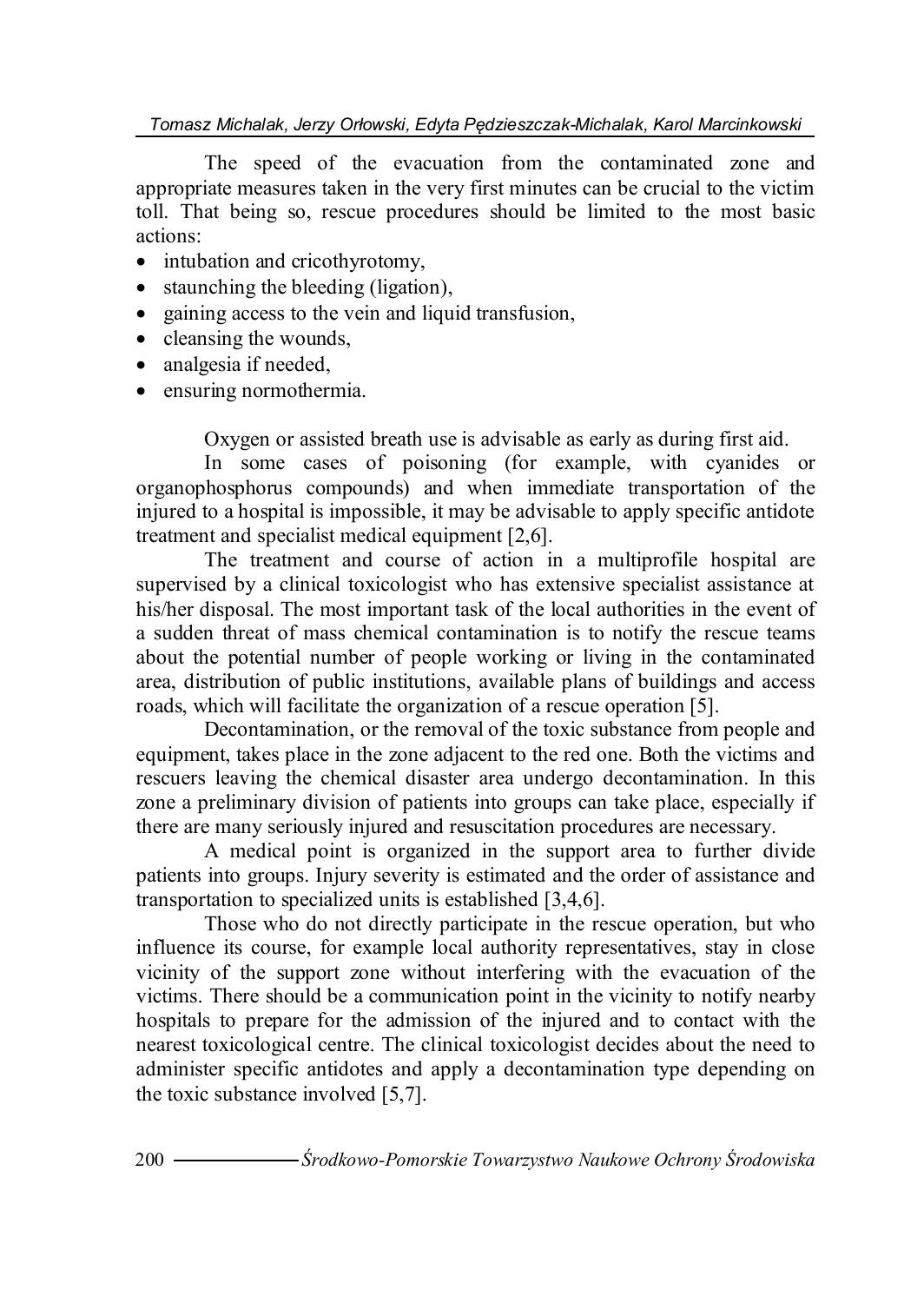The speed of the evacuation from the contaminated zone and appropriate measures taken in the very first minutes can be crucial to the victim toll. That being so, rescue procedures should be limited to the most basic actions:

- intubation and cricothyrotomy,
- staunching the bleeding (ligation),
- gaining access to the vein and liquid transfusion,
- cleansing the wounds,
- analgesia if needed,
- ensuring normothermia.

Oxygen or assisted breath use is advisable as early as during first aid.

In some cases of poisoning (for example, with cyanides or organophosphorus compounds) and when immediate transportation of the injured to a hospital is impossible, it may be advisable to apply specific antidote treatment and specialist medical equipment [2,6].

The treatment and course of action in a multiprofile hospital are supervised by a clinical toxicologist who has extensive specialist assistance at his/her disposal. The most important task of the local authorities in the event of a sudden threat of mass chemical contamination is to notify the rescue teams about the potential number of people working or living in the contaminated area, distribution of public institutions, available plans of buildings and access roads, which will facilitate the organization of a rescue operation [5].

Decontamination, or the removal of the toxic substance from people and equipment, takes place in the zone adjacent to the red one. Both the victims and rescuers leaving the chemical disaster area undergo decontamination. In this zone a preliminary division of patients into groups can take place, especially if there are many seriously injured and resuscitation procedures are necessary.

A medical point is organized in the support area to further divide patients into groups. Injury severity is estimated and the order of assistance and transportation to specialized units is established [3,4,6].

Those who do not directly participate in the rescue operation, but who influence its course, for example local authority representatives, stay in close vicinity of the support zone without interfering with the evacuation of the victims. There should be a communication point in the vicinity to notify nearby hospitals to prepare for the admission of the injured and to contact with the nearest toxicological centre. The clinical toxicologist decides about the need to administer specific antidotes and apply a decontamination type depending on the toxic substance involved [5,7].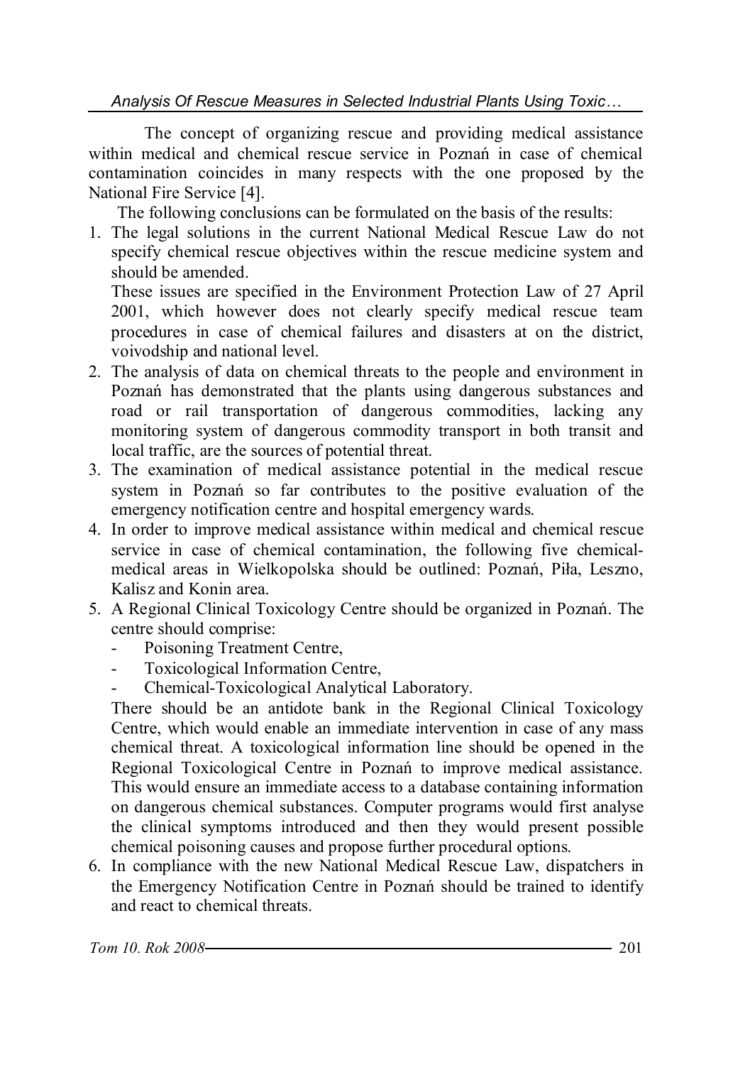The concept of organizing rescue and providing medical assistance within medical and chemical rescue service in Poznań in case of chemical contamination coincides in many respects with the one proposed by the National Fire Service [4].

The following conclusions can be formulated on the basis of the results:

1. The legal solutions in the current National Medical Rescue Law do not specify chemical rescue objectives within the rescue medicine system and should be amended.
   These issues are specified in the Environment Protection Law of 27 April 2001, which however does not clearly specify medical rescue team procedures in case of chemical failures and disasters at on the district, voivodship and national level.
2. The analysis of data on chemical threats to the people and environment in Poznań has demonstrated that the plants using dangerous substances and road or rail transportation of dangerous commodities, lacking any monitoring system of dangerous commodity transport in both transit and local traffic, are the sources of potential threat.
3. The examination of medical assistance potential in the medical rescue system in Poznań so far contributes to the positive evaluation of the emergency notification centre and hospital emergency wards.
4. In order to improve medical assistance within medical and chemical rescue service in case of chemical contamination, the following five chemical-medical areas in Wielkopolska should be outlined: Poznań, Piła, Leszno, Kalisz and Konin area.
5. A Regional Clinical Toxicology Centre should be organized in Poznań. The centre should comprise:
   - Poisoning Treatment Centre,
   - Toxicological Information Centre,
   - Chemical-Toxicological Analytical Laboratory.

   There should be an antidote bank in the Regional Clinical Toxicology Centre, which would enable an immediate intervention in case of any mass chemical threat. A toxicological information line should be opened in the Regional Toxicological Centre in Poznań to improve medical assistance. This would ensure an immediate access to a database containing information on dangerous chemical substances. Computer programs would first analyse the clinical symptoms introduced and then they would present possible chemical poisoning causes and propose further procedural options.
6. In compliance with the new National Medical Rescue Law, dispatchers in the Emergency Notification Centre in Poznań should be trained to identify and react to chemical threats.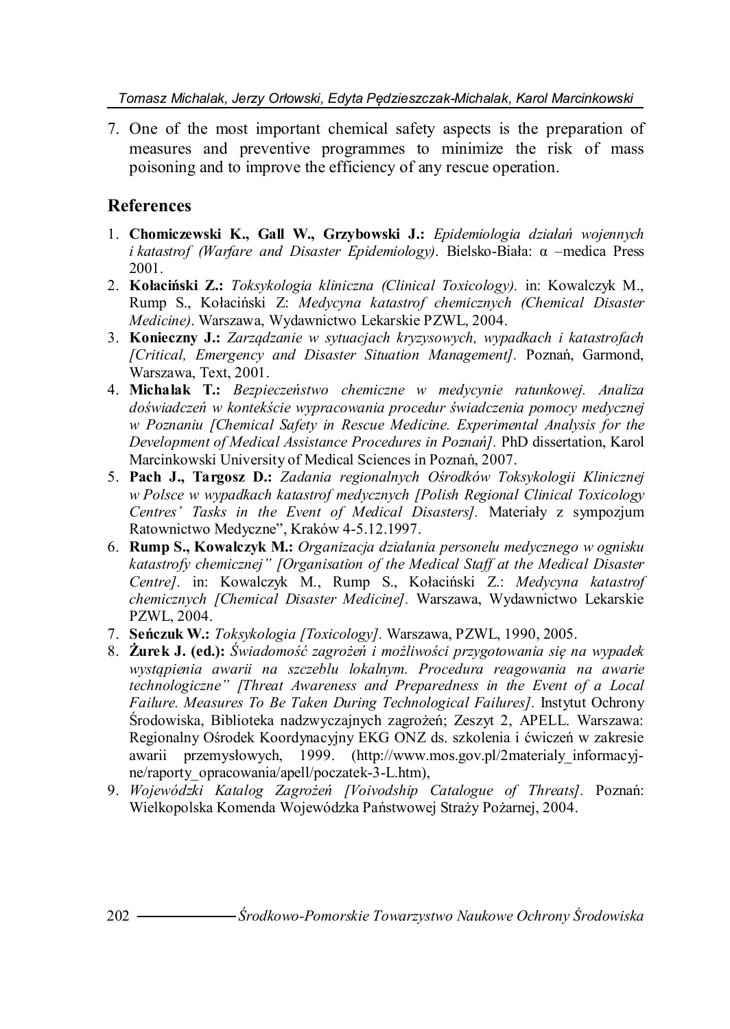7. One of the most important chemical safety aspects is the preparation of measures and preventive programmes to minimize the risk of mass poisoning and to improve the efficiency of any rescue operation.

## References

1. **Chomiczewski K., Gall W., Grzybowski J.:** *Epidemiologia działań wojennych i katastrof (Warfare and Disaster Epidemiology)*. Bielsko-Biała: α –medica Press 2001.
2. **Kołaciński Z.:** *Toksykologia kliniczna (Clinical Toxicology).* in: Kowalczyk M., Rump S., Kołaciński Z: *Medycyna katastrof chemicznych (Chemical Disaster Medicine)*. Warszawa, Wydawnictwo Lekarskie PZWL, 2004.
3. **Konieczny J.:** *Zarządzanie w sytuacjach kryzysowych, wypadkach i katastrofach [Critical, Emergency and Disaster Situation Management].* Poznań, Garmond, Warszawa, Text, 2001.
4. **Michalak T.:** *Bezpieczeństwo chemiczne w medycynie ratunkowej. Analiza doświadczeń w kontekście wypracowania procedur świadczenia pomocy medycznej w Poznaniu [Chemical Safety in Rescue Medicine. Experimental Analysis for the Development of Medical Assistance Procedures in Poznań].* PhD dissertation, Karol Marcinkowski University of Medical Sciences in Poznań, 2007.
5. **Pach J., Targosz D.:** *Zadania regionalnych Ośrodków Toksykologii Klinicznej w Polsce w wypadkach katastrof medycznych [Polish Regional Clinical Toxicology Centres' Tasks in the Event of Medical Disasters].* Materiały z sympozjum Ratownictwo Medyczne", Kraków 4-5.12.1997.
6. **Rump S., Kowalczyk M.:** *Organizacja działania personelu medycznego w ognisku katastrofy chemicznej" [Organisation of the Medical Staff at the Medical Disaster Centre].* in: Kowalczyk M., Rump S., Kołaciński Z.: *Medycyna katastrof chemicznych [Chemical Disaster Medicine].* Warszawa, Wydawnictwo Lekarskie PZWL, 2004.
7. **Seńczuk W.:** *Toksykologia [Toxicology].* Warszawa, PZWL, 1990, 2005.
8. **Żurek J. (ed.):** *Świadomość zagrożeń i możliwości przygotowania się na wypadek wystąpienia awarii na szczeblu lokalnym. Procedura reagowania na awarie technologiczne" [Threat Awareness and Preparedness in the Event of a Local Failure. Measures To Be Taken During Technological Failures].* Instytut Ochrony Środowiska, Biblioteka nadzwyczajnych zagrożeń; Zeszyt 2, APELL. Warszawa: Regionalny Ośrodek Koordynacyjny EKG ONZ ds. szkolenia i ćwiczeń w zakresie awarii przemysłowych, 1999. (http://www.mos.gov.pl/2materialy_informacyjne/raporty_opracowania/apell/poczatek-3-L.htm),
9. *Wojewódzki Katalog Zagrożeń [Voivodship Catalogue of Threats].* Poznań: Wielkopolska Komenda Wojewódzka Państwowej Straży Pożarnej, 2004.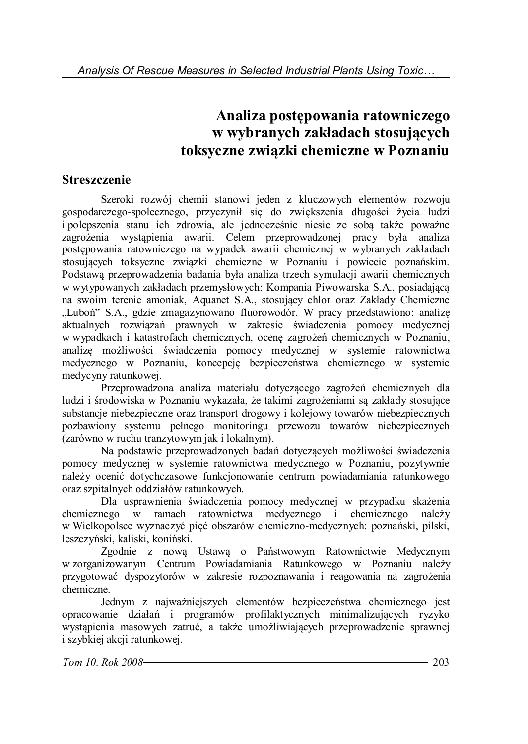# Analiza postępowania ratowniczego w wybranych zakładach stosujących toksyczne związki chemiczne w Poznaniu

## Streszczenie

Szeroki rozwój chemii stanowi jeden z kluczowych elementów rozwoju gospodarczego-społecznego, przyczynił się do zwiększenia długości życia ludzi i polepszenia stanu ich zdrowia, ale jednocześnie niesie ze sobą także poważne zagrożenia wystąpienia awarii. Celem przeprowadzonej pracy była analiza postępowania ratowniczego na wypadek awarii chemicznej w wybranych zakładach stosujących toksyczne związki chemiczne w Poznaniu i powiecie poznańskim. Podstawą przeprowadzenia badania była analiza trzech symulacji awarii chemicznych w wytypowanych zakładach przemysłowych: Kompania Piwowarska S.A., posiadającą na swoim terenie amoniak, Aquanet S.A., stosujący chlor oraz Zakłady Chemiczne „Luboń" S.A., gdzie zmagazynowano fluorowodór. W pracy przedstawiono: analizę aktualnych rozwiązań prawnych w zakresie świadczenia pomocy medycznej w wypadkach i katastrofach chemicznych, ocenę zagrożeń chemicznych w Poznaniu, analizę możliwości świadczenia pomocy medycznej w systemie ratownictwa medycznego w Poznaniu, koncepcję bezpieczeństwa chemicznego w systemie medycyny ratunkowej.

Przeprowadzona analiza materiału dotyczącego zagrożeń chemicznych dla ludzi i środowiska w Poznaniu wykazała, że takimi zagrożeniami są zakłady stosujące substancje niebezpieczne oraz transport drogowy i kolejowy towarów niebezpiecznych pozbawiony systemu pełnego monitoringu przewozu towarów niebezpiecznych (zarówno w ruchu tranzytowym jak i lokalnym).

Na podstawie przeprowadzonych badań dotyczących możliwości świadczenia pomocy medycznej w systemie ratownictwa medycznego w Poznaniu, pozytywnie należy ocenić dotychczasowe funkcjonowanie centrum powiadamiania ratunkowego oraz szpitalnych oddziałów ratunkowych.

Dla usprawnienia świadczenia pomocy medycznej w przypadku skażenia chemicznego w ramach ratownictwa medycznego i chemicznego należy w Wielkopolsce wyznaczyć pięć obszarów chemiczno-medycznych: poznański, pilski, leszczyński, kaliski, koniński.

Zgodnie z nową Ustawą o Państwowym Ratownictwie Medycznym w zorganizowanym Centrum Powiadamiania Ratunkowego w Poznaniu należy przygotować dyspozytorów w zakresie rozpoznawania i reagowania na zagrożenia chemiczne.

Jednym z najważniejszych elementów bezpieczeństwa chemicznego jest opracowanie działań i programów profilaktycznych minimalizujących ryzyko wystąpienia masowych zatruć, a także umożliwiających przeprowadzenie sprawnej i szybkiej akcji ratunkowej.